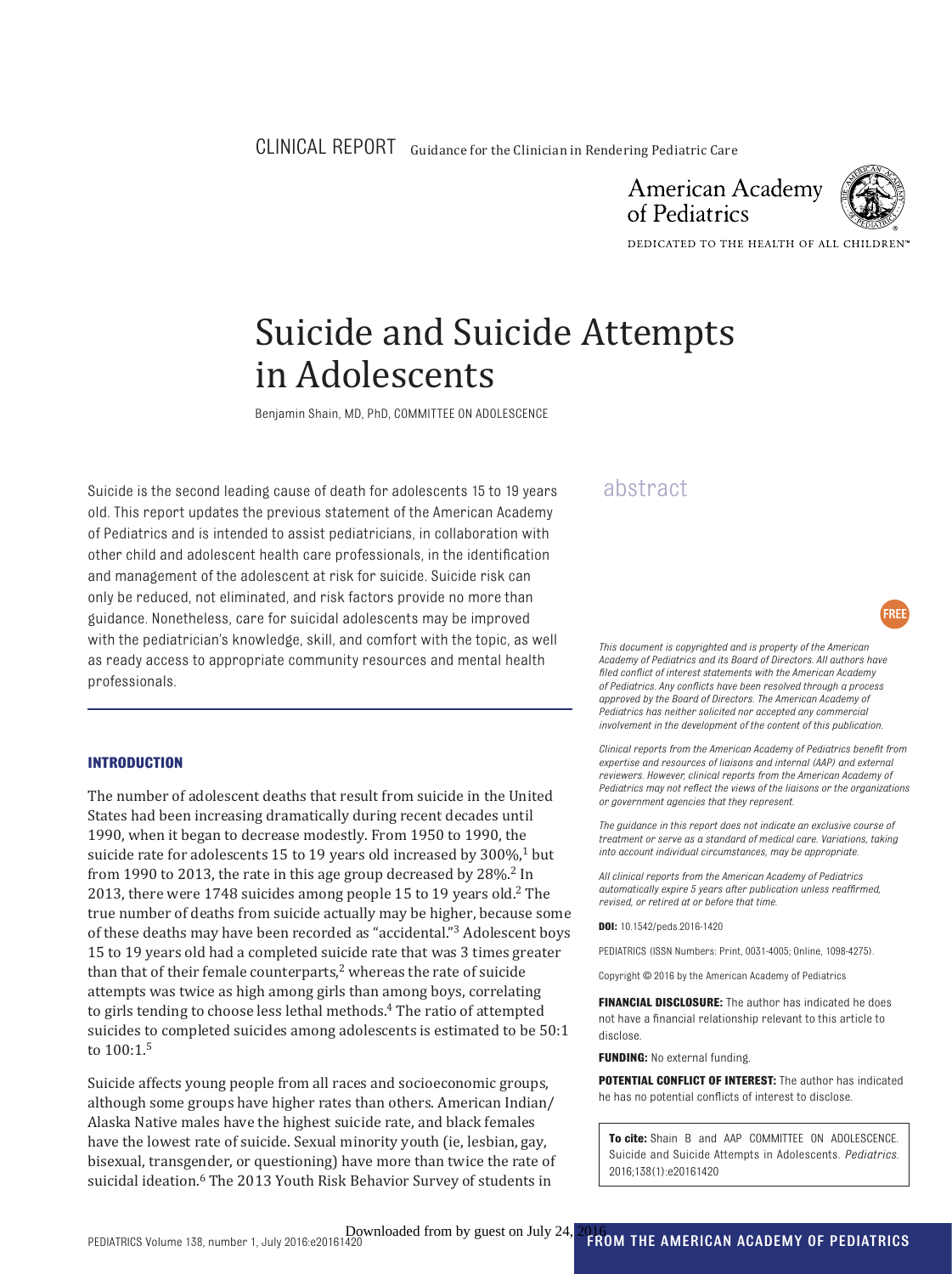CLINICAL REPORT Guidance for the Clinician in Rendering Pediatric Care

American Academy of Pediatrics

DEDICATED TO THE HEALTH OF ALL CHILDREN™

# Suicide and Suicide Attempts in Adolescents

Benjamin Shain, MD, PhD, COMMITTEE ON ADOLESCENCE

## abstract

Suicide is the second leading cause of death for adolescents 15 to 19 years old. This report updates the previous statement of the American Academy of Pediatrics and is intended to assist pediatricians, in collaboration with other child and adolescent health care professionals, in the identification and management of the adolescent at risk for suicide. Suicide risk can only be reduced, not eliminated, and risk factors provide no more than guidance. Nonetheless, care for suicidal adolescents may be improved with the pediatrician's knowledge, skill, and comfort with the topic, as well as ready access to appropriate community resources and mental health professionals.

## INTRODUCTION

The number of adolescent deaths that result from suicide in the United States had been increasing dramatically during recent decades until 1990, when it began to decrease modestly. From 1950 to 1990, the suicide rate for adolescents 15 to 19 years old increased by 300%,[1] but from 1990 to 2013, the rate in this age group decreased by 28%.[2] In 2013, there were 1748 suicides among people 15 to 19 years old.[2] The true number of deaths from suicide actually may be higher, because some of these deaths may have been recorded as "accidental."[3] Adolescent boys 15 to 19 years old had a completed suicide rate that was 3 times greater than that of their female counterparts,[2] whereas the rate of suicide attempts was twice as high among girls than among boys, correlating to girls tending to choose less lethal methods.[4] The ratio of attempted suicides to completed suicides among adolescents is estimated to be 50:1 to 100:1.[5]

Suicide affects young people from all races and socioeconomic groups, although some groups have higher rates than others. American Indian/Alaska Native males have the highest suicide rate, and black females have the lowest rate of suicide. Sexual minority youth (ie, lesbian, gay, bisexual, transgender, or questioning) have more than twice the rate of suicidal ideation.[6] The 2013 Youth Risk Behavior Survey of students in

FREE

*This document is copyrighted and is property of the American Academy of Pediatrics and its Board of Directors. All authors have filed conflict of interest statements with the American Academy of Pediatrics. Any conflicts have been resolved through a process approved by the Board of Directors. The American Academy of Pediatrics has neither solicited nor accepted any commercial involvement in the development of the content of this publication.*

*Clinical reports from the American Academy of Pediatrics benefit from expertise and resources of liaisons and internal (AAP) and external reviewers. However, clinical reports from the American Academy of Pediatrics may not reflect the views of the liaisons or the organizations or government agencies that they represent.*

*The guidance in this report does not indicate an exclusive course of treatment or serve as a standard of medical care. Variations, taking into account individual circumstances, may be appropriate.*

*All clinical reports from the American Academy of Pediatrics automatically expire 5 years after publication unless reaffirmed, revised, or retired at or before that time.*

**DOI:** 10.1542/peds.2016-1420

PEDIATRICS (ISSN Numbers: Print, 0031-4005; Online, 1098-4275).

Copyright © 2016 by the American Academy of Pediatrics

**FINANCIAL DISCLOSURE:** The author has indicated he does not have a financial relationship relevant to this article to disclose.

**FUNDING:** No external funding.

**POTENTIAL CONFLICT OF INTEREST:** The author has indicated he has no potential conflicts of interest to disclose.

**To cite:** Shain B and AAP COMMITTEE ON ADOLESCENCE. Suicide and Suicide Attempts in Adolescents. *Pediatrics.* 2016;138(1):e20161420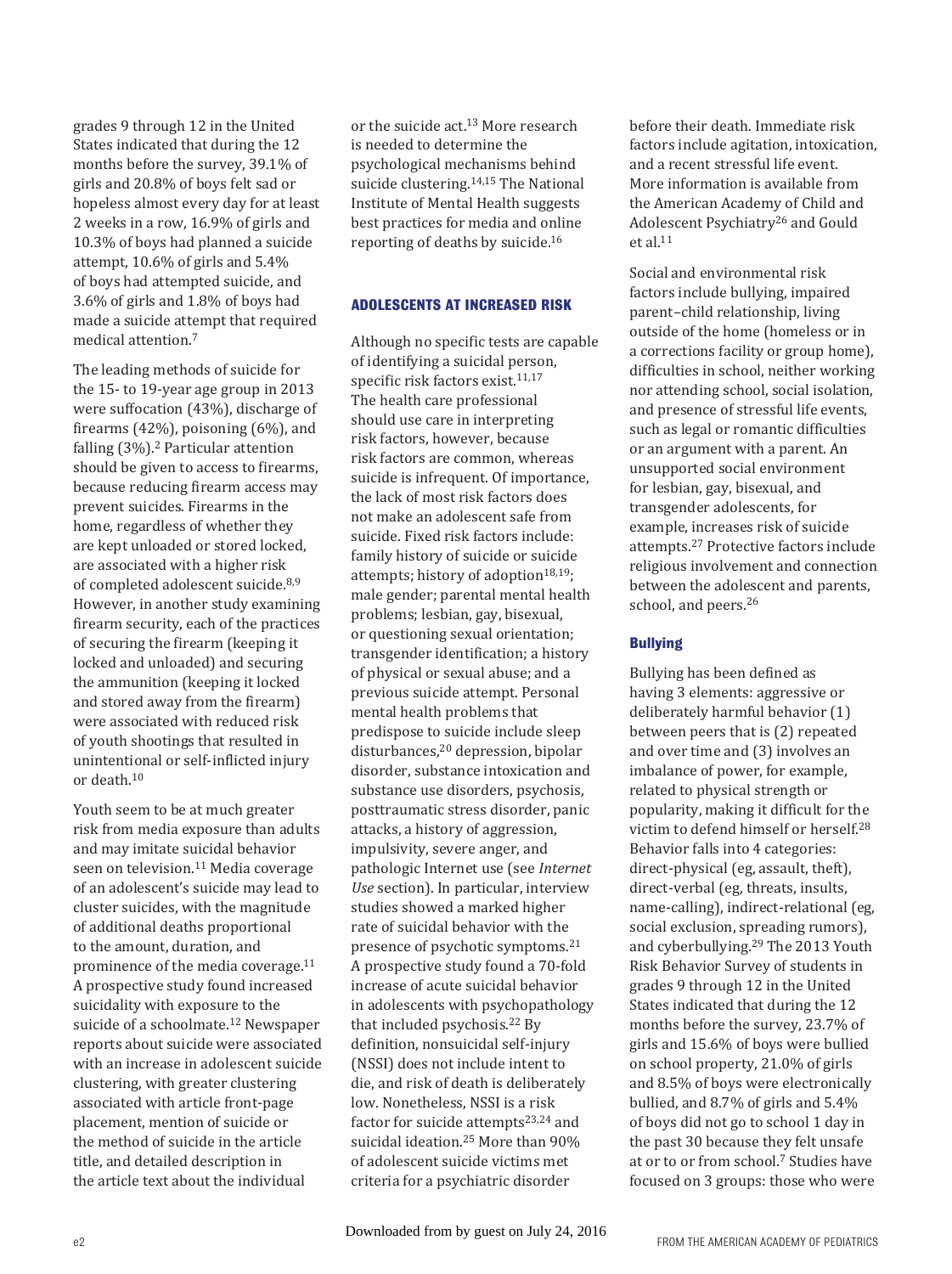grades 9 through 12 in the United States indicated that during the 12 months before the survey, 39.1% of girls and 20.8% of boys felt sad or hopeless almost every day for at least 2 weeks in a row, 16.9% of girls and 10.3% of boys had planned a suicide attempt, 10.6% of girls and 5.4% of boys had attempted suicide, and 3.6% of girls and 1.8% of boys had made a suicide attempt that required medical attention.[7]

The leading methods of suicide for the 15- to 19-year age group in 2013 were suffocation (43%), discharge of firearms (42%), poisoning (6%), and falling (3%).[2] Particular attention should be given to access to firearms, because reducing firearm access may prevent suicides. Firearms in the home, regardless of whether they are kept unloaded or stored locked, are associated with a higher risk of completed adolescent suicide.[8,9] However, in another study examining firearm security, each of the practices of securing the firearm (keeping it locked and unloaded) and securing the ammunition (keeping it locked and stored away from the firearm) were associated with reduced risk of youth shootings that resulted in unintentional or self-inflicted injury or death.[10]

Youth seem to be at much greater risk from media exposure than adults and may imitate suicidal behavior seen on television.[11] Media coverage of an adolescent's suicide may lead to cluster suicides, with the magnitude of additional deaths proportional to the amount, duration, and prominence of the media coverage.[11] A prospective study found increased suicidality with exposure to the suicide of a schoolmate.[12] Newspaper reports about suicide were associated with an increase in adolescent suicide clustering, with greater clustering associated with article front-page placement, mention of suicide or the method of suicide in the article title, and detailed description in the article text about the individual or the suicide act.[13] More research is needed to determine the psychological mechanisms behind suicide clustering.[14,15] The National Institute of Mental Health suggests best practices for media and online reporting of deaths by suicide.[16]

## ADOLESCENTS AT INCREASED RISK

Although no specific tests are capable of identifying a suicidal person, specific risk factors exist.[11,17] The health care professional should use care in interpreting risk factors, however, because risk factors are common, whereas suicide is infrequent. Of importance, the lack of most risk factors does not make an adolescent safe from suicide. Fixed risk factors include: family history of suicide or suicide attempts; history of adoption[18,19]; male gender; parental mental health problems; lesbian, gay, bisexual, or questioning sexual orientation; transgender identification; a history of physical or sexual abuse; and a previous suicide attempt. Personal mental health problems that predispose to suicide include sleep disturbances,[20] depression, bipolar disorder, substance intoxication and substance use disorders, psychosis, posttraumatic stress disorder, panic attacks, a history of aggression, impulsivity, severe anger, and pathologic Internet use (see *Internet Use* section). In particular, interview studies showed a marked higher rate of suicidal behavior with the presence of psychotic symptoms.[21] A prospective study found a 70-fold increase of acute suicidal behavior in adolescents with psychopathology that included psychosis.[22] By definition, nonsuicidal self-injury (NSSI) does not include intent to die, and risk of death is deliberately low. Nonetheless, NSSI is a risk factor for suicide attempts[23,24] and suicidal ideation.[25] More than 90% of adolescent suicide victims met criteria for a psychiatric disorder before their death. Immediate risk factors include agitation, intoxication, and a recent stressful life event. More information is available from the American Academy of Child and Adolescent Psychiatry[26] and Gould et al.[11]

Social and environmental risk factors include bullying, impaired parent–child relationship, living outside of the home (homeless or in a corrections facility or group home), difficulties in school, neither working nor attending school, social isolation, and presence of stressful life events, such as legal or romantic difficulties or an argument with a parent. An unsupported social environment for lesbian, gay, bisexual, and transgender adolescents, for example, increases risk of suicide attempts.[27] Protective factors include religious involvement and connection between the adolescent and parents, school, and peers.[26]

### Bullying

Bullying has been defined as having 3 elements: aggressive or deliberately harmful behavior (1) between peers that is (2) repeated and over time and (3) involves an imbalance of power, for example, related to physical strength or popularity, making it difficult for the victim to defend himself or herself.[28] Behavior falls into 4 categories: direct-physical (eg, assault, theft), direct-verbal (eg, threats, insults, name-calling), indirect-relational (eg, social exclusion, spreading rumors), and cyberbullying.[29] The 2013 Youth Risk Behavior Survey of students in grades 9 through 12 in the United States indicated that during the 12 months before the survey, 23.7% of girls and 15.6% of boys were bullied on school property, 21.0% of girls and 8.5% of boys were electronically bullied, and 8.7% of girls and 5.4% of boys did not go to school 1 day in the past 30 because they felt unsafe at or to or from school.[7] Studies have focused on 3 groups: those who were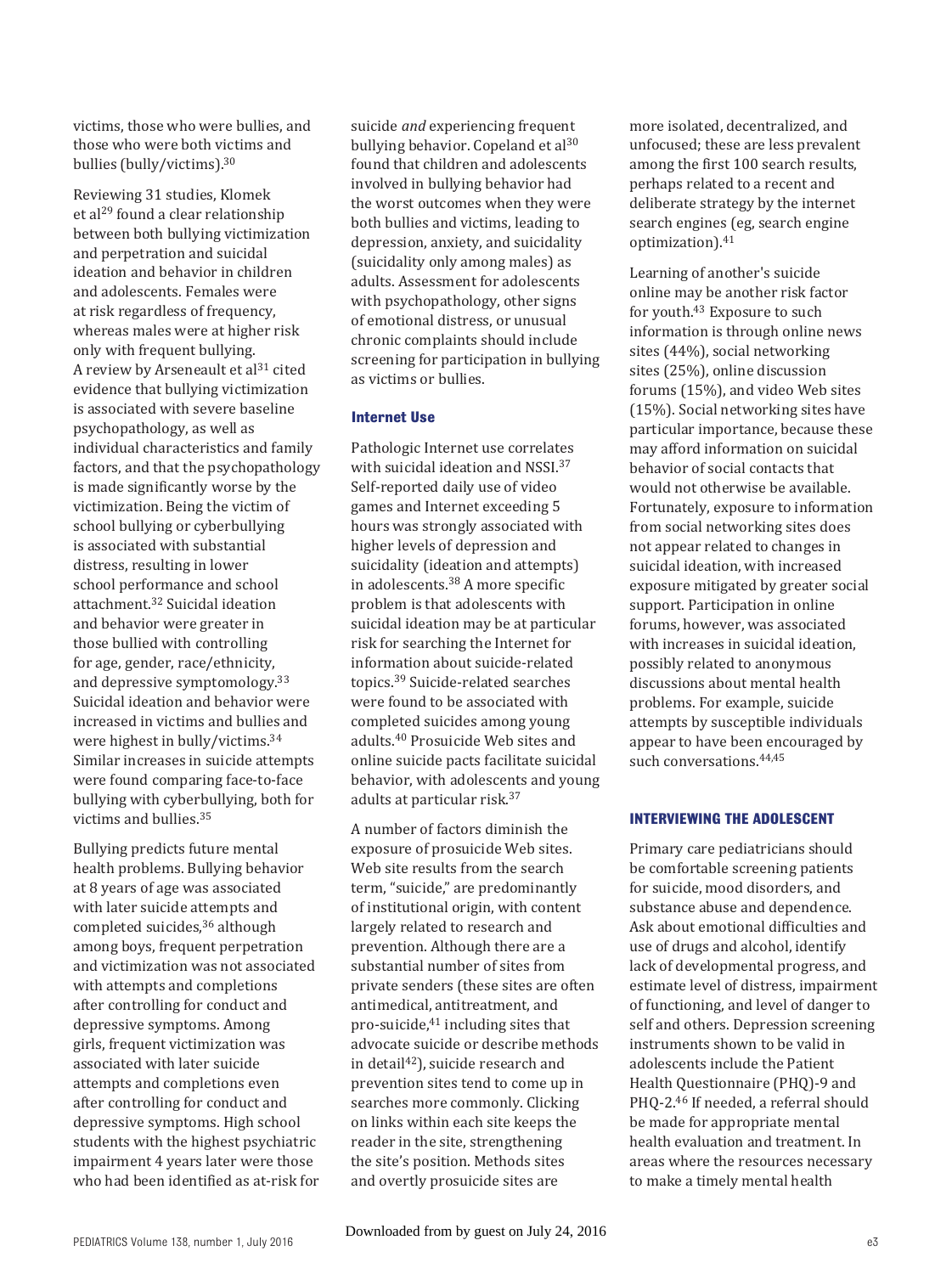victims, those who were bullies, and those who were both victims and bullies (bully/victims).[30]

Reviewing 31 studies, Klomek et al[29] found a clear relationship between both bullying victimization and perpetration and suicidal ideation and behavior in children and adolescents. Females were at risk regardless of frequency, whereas males were at higher risk only with frequent bullying. A review by Arseneault et al[31] cited evidence that bullying victimization is associated with severe baseline psychopathology, as well as individual characteristics and family factors, and that the psychopathology is made significantly worse by the victimization. Being the victim of school bullying or cyberbullying is associated with substantial distress, resulting in lower school performance and school attachment.[32] Suicidal ideation and behavior were greater in those bullied with controlling for age, gender, race/ethnicity, and depressive symptomology.[33] Suicidal ideation and behavior were increased in victims and bullies and were highest in bully/victims.[34] Similar increases in suicide attempts were found comparing face-to-face bullying with cyberbullying, both for victims and bullies.[35]

Bullying predicts future mental health problems. Bullying behavior at 8 years of age was associated with later suicide attempts and completed suicides,[36] although among boys, frequent perpetration and victimization was not associated with attempts and completions after controlling for conduct and depressive symptoms. Among girls, frequent victimization was associated with later suicide attempts and completions even after controlling for conduct and depressive symptoms. High school students with the highest psychiatric impairment 4 years later were those who had been identified as at-risk for suicide *and* experiencing frequent bullying behavior. Copeland et al[30] found that children and adolescents involved in bullying behavior had the worst outcomes when they were both bullies and victims, leading to depression, anxiety, and suicidality (suicidality only among males) as adults. Assessment for adolescents with psychopathology, other signs of emotional distress, or unusual chronic complaints should include screening for participation in bullying as victims or bullies.

### Internet Use

Pathologic Internet use correlates with suicidal ideation and NSSI.[37] Self-reported daily use of video games and Internet exceeding 5 hours was strongly associated with higher levels of depression and suicidality (ideation and attempts) in adolescents.[38] A more specific problem is that adolescents with suicidal ideation may be at particular risk for searching the Internet for information about suicide-related topics.[39] Suicide-related searches were found to be associated with completed suicides among young adults.[40] Prosuicide Web sites and online suicide pacts facilitate suicidal behavior, with adolescents and young adults at particular risk.[37]

A number of factors diminish the exposure of prosuicide Web sites. Web site results from the search term, "suicide," are predominantly of institutional origin, with content largely related to research and prevention. Although there are a substantial number of sites from private senders (these sites are often antimedical, antitreatment, and pro-suicide,[41] including sites that advocate suicide or describe methods in detail[42]), suicide research and prevention sites tend to come up in searches more commonly. Clicking on links within each site keeps the reader in the site, strengthening the site's position. Methods sites and overtly prosuicide sites are more isolated, decentralized, and unfocused; these are less prevalent among the first 100 search results, perhaps related to a recent and deliberate strategy by the internet search engines (eg, search engine optimization).[41]

Learning of another's suicide online may be another risk factor for youth.[43] Exposure to such information is through online news sites (44%), social networking sites (25%), online discussion forums (15%), and video Web sites (15%). Social networking sites have particular importance, because these may afford information on suicidal behavior of social contacts that would not otherwise be available. Fortunately, exposure to information from social networking sites does not appear related to changes in suicidal ideation, with increased exposure mitigated by greater social support. Participation in online forums, however, was associated with increases in suicidal ideation, possibly related to anonymous discussions about mental health problems. For example, suicide attempts by susceptible individuals appear to have been encouraged by such conversations.[44,45]

## INTERVIEWING THE ADOLESCENT

Primary care pediatricians should be comfortable screening patients for suicide, mood disorders, and substance abuse and dependence. Ask about emotional difficulties and use of drugs and alcohol, identify lack of developmental progress, and estimate level of distress, impairment of functioning, and level of danger to self and others. Depression screening instruments shown to be valid in adolescents include the Patient Health Questionnaire (PHQ)-9 and PHQ-2.[46] If needed, a referral should be made for appropriate mental health evaluation and treatment. In areas where the resources necessary to make a timely mental health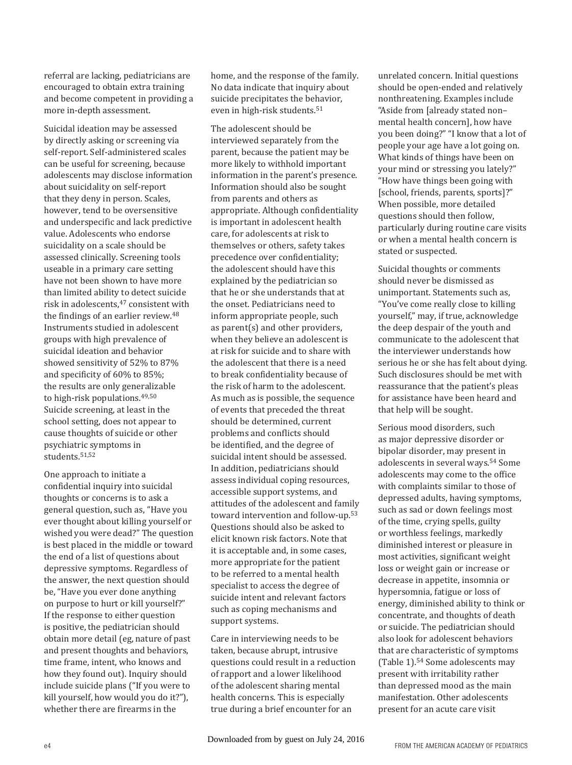referral are lacking, pediatricians are encouraged to obtain extra training and become competent in providing a more in-depth assessment.

Suicidal ideation may be assessed by directly asking or screening via self-report. Self-administered scales can be useful for screening, because adolescents may disclose information about suicidality on self-report that they deny in person. Scales, however, tend to be oversensitive and underspecific and lack predictive value. Adolescents who endorse suicidality on a scale should be assessed clinically. Screening tools useable in a primary care setting have not been shown to have more than limited ability to detect suicide risk in adolescents,[47] consistent with the findings of an earlier review.[48] Instruments studied in adolescent groups with high prevalence of suicidal ideation and behavior showed sensitivity of 52% to 87% and specificity of 60% to 85%; the results are only generalizable to high-risk populations.[49,50] Suicide screening, at least in the school setting, does not appear to cause thoughts of suicide or other psychiatric symptoms in students.[51,52]

One approach to initiate a confidential inquiry into suicidal thoughts or concerns is to ask a general question, such as, "Have you ever thought about killing yourself or wished you were dead?" The question is best placed in the middle or toward the end of a list of questions about depressive symptoms. Regardless of the answer, the next question should be, "Have you ever done anything on purpose to hurt or kill yourself?" If the response to either question is positive, the pediatrician should obtain more detail (eg, nature of past and present thoughts and behaviors, time frame, intent, who knows and how they found out). Inquiry should include suicide plans ("If you were to kill yourself, how would you do it?"), whether there are firearms in the home, and the response of the family. No data indicate that inquiry about suicide precipitates the behavior, even in high-risk students.[51]

The adolescent should be interviewed separately from the parent, because the patient may be more likely to withhold important information in the parent's presence. Information should also be sought from parents and others as appropriate. Although confidentiality is important in adolescent health care, for adolescents at risk to themselves or others, safety takes precedence over confidentiality; the adolescent should have this explained by the pediatrician so that he or she understands that at the onset. Pediatricians need to inform appropriate people, such as parent(s) and other providers, when they believe an adolescent is at risk for suicide and to share with the adolescent that there is a need to break confidentiality because of the risk of harm to the adolescent. As much as is possible, the sequence of events that preceded the threat should be determined, current problems and conflicts should be identified, and the degree of suicidal intent should be assessed. In addition, pediatricians should assess individual coping resources, accessible support systems, and attitudes of the adolescent and family toward intervention and follow-up.[53] Questions should also be asked to elicit known risk factors. Note that it is acceptable and, in some cases, more appropriate for the patient to be referred to a mental health specialist to access the degree of suicide intent and relevant factors such as coping mechanisms and support systems.

Care in interviewing needs to be taken, because abrupt, intrusive questions could result in a reduction of rapport and a lower likelihood of the adolescent sharing mental health concerns. This is especially true during a brief encounter for an unrelated concern. Initial questions should be open-ended and relatively nonthreatening. Examples include "Aside from [already stated non–mental health concern], how have you been doing?" "I know that a lot of people your age have a lot going on. What kinds of things have been on your mind or stressing you lately?" "How have things been going with [school, friends, parents, sports]?" When possible, more detailed questions should then follow, particularly during routine care visits or when a mental health concern is stated or suspected.

Suicidal thoughts or comments should never be dismissed as unimportant. Statements such as, "You've come really close to killing yourself," may, if true, acknowledge the deep despair of the youth and communicate to the adolescent that the interviewer understands how serious he or she has felt about dying. Such disclosures should be met with reassurance that the patient's pleas for assistance have been heard and that help will be sought.

Serious mood disorders, such as major depressive disorder or bipolar disorder, may present in adolescents in several ways.[54] Some adolescents may come to the office with complaints similar to those of depressed adults, having symptoms, such as sad or down feelings most of the time, crying spells, guilty or worthless feelings, markedly diminished interest or pleasure in most activities, significant weight loss or weight gain or increase or decrease in appetite, insomnia or hypersomnia, fatigue or loss of energy, diminished ability to think or concentrate, and thoughts of death or suicide. The pediatrician should also look for adolescent behaviors that are characteristic of symptoms (Table 1).[54] Some adolescents may present with irritability rather than depressed mood as the main manifestation. Other adolescents present for an acute care visit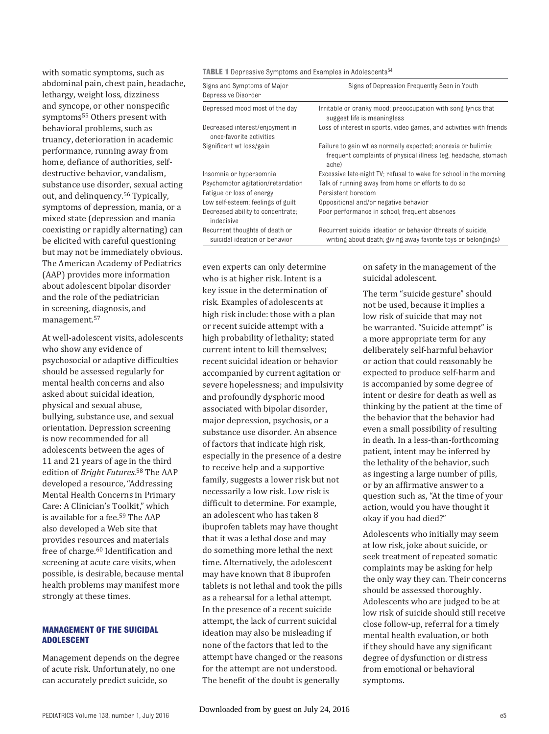with somatic symptoms, such as abdominal pain, chest pain, headache, lethargy, weight loss, dizziness and syncope, or other nonspecific symptoms[55] Others present with behavioral problems, such as truancy, deterioration in academic performance, running away from home, defiance of authorities, self-destructive behavior, vandalism, substance use disorder, sexual acting out, and delinquency.[56] Typically, symptoms of depression, mania, or a mixed state (depression and mania coexisting or rapidly alternating) can be elicited with careful questioning but may not be immediately obvious. The American Academy of Pediatrics (AAP) provides more information about adolescent bipolar disorder and the role of the pediatrician in screening, diagnosis, and management.[57]

At well-adolescent visits, adolescents who show any evidence of psychosocial or adaptive difficulties should be assessed regularly for mental health concerns and also asked about suicidal ideation, physical and sexual abuse, bullying, substance use, and sexual orientation. Depression screening is now recommended for all adolescents between the ages of 11 and 21 years of age in the third edition of *Bright Futures*.[58] The AAP developed a resource, "Addressing Mental Health Concerns in Primary Care: A Clinician's Toolkit," which is available for a fee.[59] The AAP also developed a Web site that provides resources and materials free of charge.[60] Identification and screening at acute care visits, when possible, is desirable, because mental health problems may manifest more strongly at these times.

**TABLE 1** Depressive Symptoms and Examples in Adolescents[54]

| Signs and Symptoms of Major Depressive Disorder | Signs of Depression Frequently Seen in Youth |
|---|---|
| Depressed mood most of the day | Irritable or cranky mood; preoccupation with song lyrics that suggest life is meaningless |
| Decreased interest/enjoyment in once-favorite activities | Loss of interest in sports, video games, and activities with friends |
| Significant wt loss/gain | Failure to gain wt as normally expected; anorexia or bulimia; frequent complaints of physical illness (eg, headache, stomach ache) |
| Insomnia or hypersomnia | Excessive late-night TV; refusal to wake for school in the morning |
| Psychomotor agitation/retardation | Talk of running away from home or efforts to do so |
| Fatigue or loss of energy | Persistent boredom |
| Low self-esteem; feelings of guilt | Oppositional and/or negative behavior |
| Decreased ability to concentrate; indecisive | Poor performance in school; frequent absences |
| Recurrent thoughts of death or suicidal ideation or behavior | Recurrent suicidal ideation or behavior (threats of suicide, writing about death; giving away favorite toys or belongings) |

## MANAGEMENT OF THE SUICIDAL ADOLESCENT

Management depends on the degree of acute risk. Unfortunately, no one can accurately predict suicide, so even experts can only determine who is at higher risk. Intent is a key issue in the determination of risk. Examples of adolescents at high risk include: those with a plan or recent suicide attempt with a high probability of lethality; stated current intent to kill themselves; recent suicidal ideation or behavior accompanied by current agitation or severe hopelessness; and impulsivity and profoundly dysphoric mood associated with bipolar disorder, major depression, psychosis, or a substance use disorder. An absence of factors that indicate high risk, especially in the presence of a desire to receive help and a supportive family, suggests a lower risk but not necessarily a low risk. Low risk is difficult to determine. For example, an adolescent who has taken 8 ibuprofen tablets may have thought that it was a lethal dose and may do something more lethal the next time. Alternatively, the adolescent may have known that 8 ibuprofen tablets is not lethal and took the pills as a rehearsal for a lethal attempt. In the presence of a recent suicide attempt, the lack of current suicidal ideation may also be misleading if none of the factors that led to the attempt have changed or the reasons for the attempt are not understood. The benefit of the doubt is generally on safety in the management of the suicidal adolescent.

The term "suicide gesture" should not be used, because it implies a low risk of suicide that may not be warranted. "Suicide attempt" is a more appropriate term for any deliberately self-harmful behavior or action that could reasonably be expected to produce self-harm and is accompanied by some degree of intent or desire for death as well as thinking by the patient at the time of the behavior that the behavior had even a small possibility of resulting in death. In a less-than-forthcoming patient, intent may be inferred by the lethality of the behavior, such as ingesting a large number of pills, or by an affirmative answer to a question such as, "At the time of your action, would you have thought it okay if you had died?"

Adolescents who initially may seem at low risk, joke about suicide, or seek treatment of repeated somatic complaints may be asking for help the only way they can. Their concerns should be assessed thoroughly. Adolescents who are judged to be at low risk of suicide should still receive close follow-up, referral for a timely mental health evaluation, or both if they should have any significant degree of dysfunction or distress from emotional or behavioral symptoms.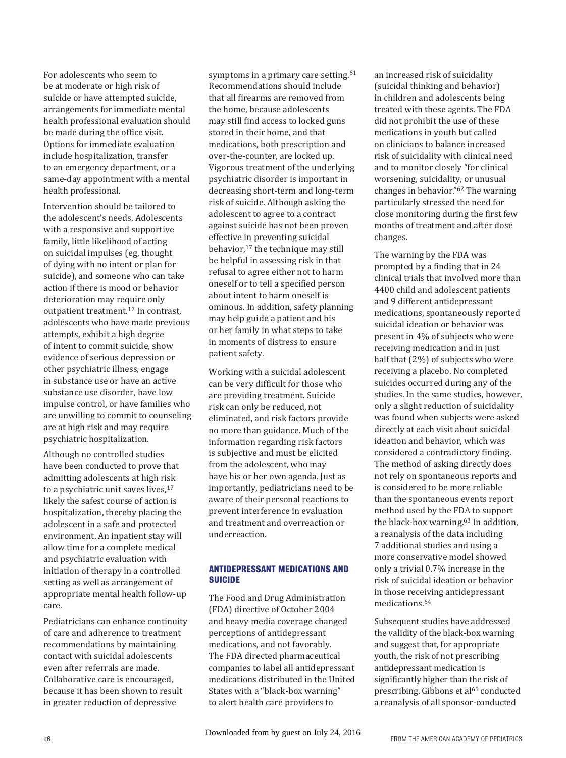For adolescents who seem to be at moderate or high risk of suicide or have attempted suicide, arrangements for immediate mental health professional evaluation should be made during the office visit. Options for immediate evaluation include hospitalization, transfer to an emergency department, or a same-day appointment with a mental health professional.

Intervention should be tailored to the adolescent's needs. Adolescents with a responsive and supportive family, little likelihood of acting on suicidal impulses (eg, thought of dying with no intent or plan for suicide), and someone who can take action if there is mood or behavior deterioration may require only outpatient treatment.[17] In contrast, adolescents who have made previous attempts, exhibit a high degree of intent to commit suicide, show evidence of serious depression or other psychiatric illness, engage in substance use or have an active substance use disorder, have low impulse control, or have families who are unwilling to commit to counseling are at high risk and may require psychiatric hospitalization.

Although no controlled studies have been conducted to prove that admitting adolescents at high risk to a psychiatric unit saves lives,[17] likely the safest course of action is hospitalization, thereby placing the adolescent in a safe and protected environment. An inpatient stay will allow time for a complete medical and psychiatric evaluation with initiation of therapy in a controlled setting as well as arrangement of appropriate mental health follow-up care.

Pediatricians can enhance continuity of care and adherence to treatment recommendations by maintaining contact with suicidal adolescents even after referrals are made. Collaborative care is encouraged, because it has been shown to result in greater reduction of depressive symptoms in a primary care setting.[61] Recommendations should include that all firearms are removed from the home, because adolescents may still find access to locked guns stored in their home, and that medications, both prescription and over-the-counter, are locked up. Vigorous treatment of the underlying psychiatric disorder is important in decreasing short-term and long-term risk of suicide. Although asking the adolescent to agree to a contract against suicide has not been proven effective in preventing suicidal behavior,[17] the technique may still be helpful in assessing risk in that refusal to agree either not to harm oneself or to tell a specified person about intent to harm oneself is ominous. In addition, safety planning may help guide a patient and his or her family in what steps to take in moments of distress to ensure patient safety.

Working with a suicidal adolescent can be very difficult for those who are providing treatment. Suicide risk can only be reduced, not eliminated, and risk factors provide no more than guidance. Much of the information regarding risk factors is subjective and must be elicited from the adolescent, who may have his or her own agenda. Just as importantly, pediatricians need to be aware of their personal reactions to prevent interference in evaluation and treatment and overreaction or underreaction.

## ANTIDEPRESSANT MEDICATIONS AND SUICIDE

The Food and Drug Administration (FDA) directive of October 2004 and heavy media coverage changed perceptions of antidepressant medications, and not favorably. The FDA directed pharmaceutical companies to label all antidepressant medications distributed in the United States with a "black-box warning" to alert health care providers to an increased risk of suicidality (suicidal thinking and behavior) in children and adolescents being treated with these agents. The FDA did not prohibit the use of these medications in youth but called on clinicians to balance increased risk of suicidality with clinical need and to monitor closely "for clinical worsening, suicidality, or unusual changes in behavior."[62] The warning particularly stressed the need for close monitoring during the first few months of treatment and after dose changes.

The warning by the FDA was prompted by a finding that in 24 clinical trials that involved more than 4400 child and adolescent patients and 9 different antidepressant medications, spontaneously reported suicidal ideation or behavior was present in 4% of subjects who were receiving medication and in just half that (2%) of subjects who were receiving a placebo. No completed suicides occurred during any of the studies. In the same studies, however, only a slight reduction of suicidality was found when subjects were asked directly at each visit about suicidal ideation and behavior, which was considered a contradictory finding. The method of asking directly does not rely on spontaneous reports and is considered to be more reliable than the spontaneous events report method used by the FDA to support the black-box warning.[63] In addition, a reanalysis of the data including 7 additional studies and using a more conservative model showed only a trivial 0.7% increase in the risk of suicidal ideation or behavior in those receiving antidepressant medications.[64]

Subsequent studies have addressed the validity of the black-box warning and suggest that, for appropriate youth, the risk of not prescribing antidepressant medication is significantly higher than the risk of prescribing. Gibbons et al[65] conducted a reanalysis of all sponsor-conducted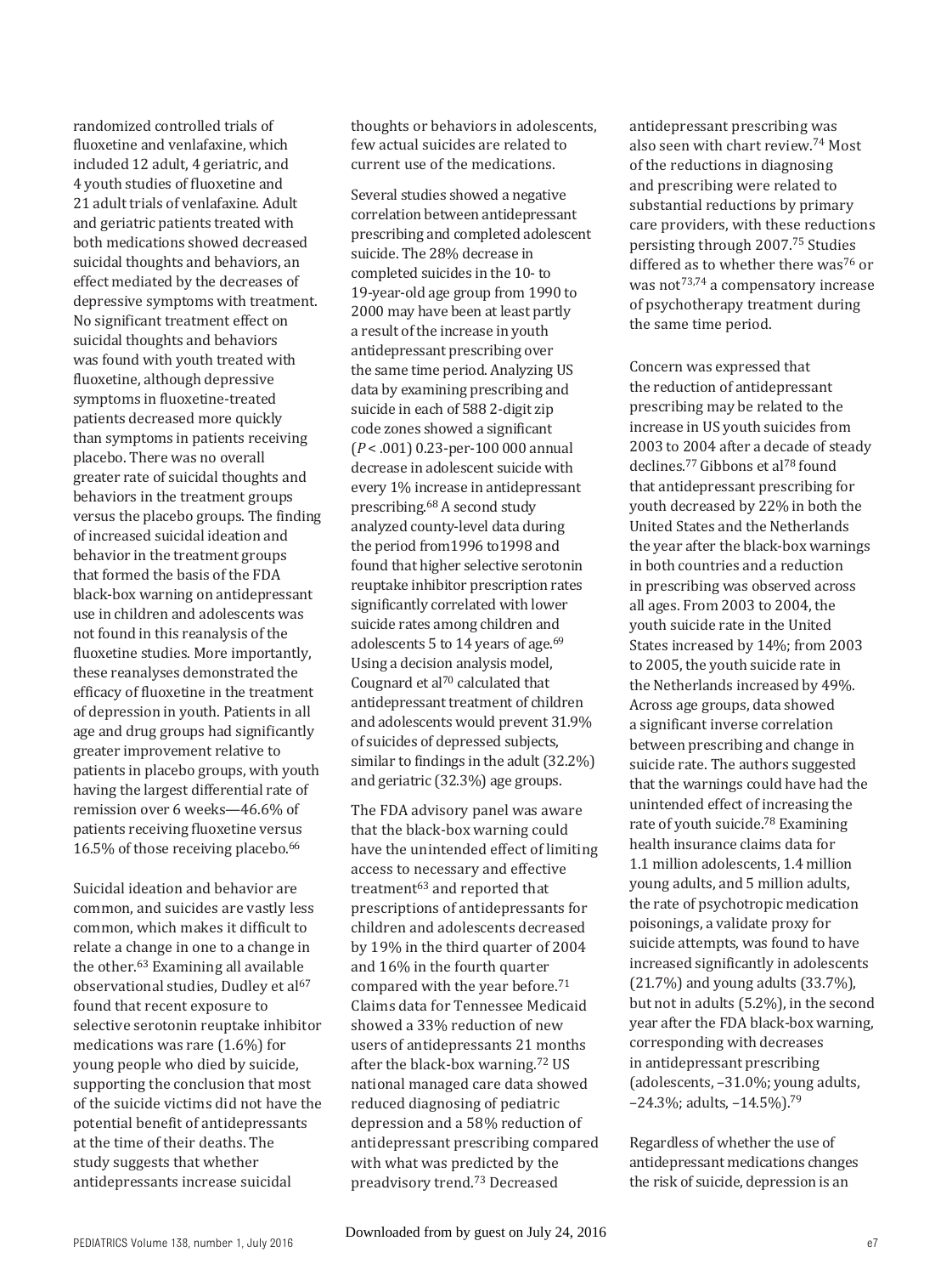randomized controlled trials of fluoxetine and venlafaxine, which included 12 adult, 4 geriatric, and 4 youth studies of fluoxetine and 21 adult trials of venlafaxine. Adult and geriatric patients treated with both medications showed decreased suicidal thoughts and behaviors, an effect mediated by the decreases of depressive symptoms with treatment. No significant treatment effect on suicidal thoughts and behaviors was found with youth treated with fluoxetine, although depressive symptoms in fluoxetine-treated patients decreased more quickly than symptoms in patients receiving placebo. There was no overall greater rate of suicidal thoughts and behaviors in the treatment groups versus the placebo groups. The finding of increased suicidal ideation and behavior in the treatment groups that formed the basis of the FDA black-box warning on antidepressant use in children and adolescents was not found in this reanalysis of the fluoxetine studies. More importantly, these reanalyses demonstrated the efficacy of fluoxetine in the treatment of depression in youth. Patients in all age and drug groups had significantly greater improvement relative to patients in placebo groups, with youth having the largest differential rate of remission over 6 weeks—46.6% of patients receiving fluoxetine versus 16.5% of those receiving placebo.[66]

Suicidal ideation and behavior are common, and suicides are vastly less common, which makes it difficult to relate a change in one to a change in the other.[63] Examining all available observational studies, Dudley et al[67] found that recent exposure to selective serotonin reuptake inhibitor medications was rare (1.6%) for young people who died by suicide, supporting the conclusion that most of the suicide victims did not have the potential benefit of antidepressants at the time of their deaths. The study suggests that whether antidepressants increase suicidal thoughts or behaviors in adolescents, few actual suicides are related to current use of the medications.

Several studies showed a negative correlation between antidepressant prescribing and completed adolescent suicide. The 28% decrease in completed suicides in the 10- to 19-year-old age group from 1990 to 2000 may have been at least partly a result of the increase in youth antidepressant prescribing over the same time period. Analyzing US data by examining prescribing and suicide in each of 588 2-digit zip code zones showed a significant ($P < .001$) 0.23-per-100 000 annual decrease in adolescent suicide with every 1% increase in antidepressant prescribing.[68] A second study analyzed county-level data during the period from1996 to1998 and found that higher selective serotonin reuptake inhibitor prescription rates significantly correlated with lower suicide rates among children and adolescents 5 to 14 years of age.[69] Using a decision analysis model, Cougnard et al[70] calculated that antidepressant treatment of children and adolescents would prevent 31.9% of suicides of depressed subjects, similar to findings in the adult (32.2%) and geriatric (32.3%) age groups.

The FDA advisory panel was aware that the black-box warning could have the unintended effect of limiting access to necessary and effective treatment[63] and reported that prescriptions of antidepressants for children and adolescents decreased by 19% in the third quarter of 2004 and 16% in the fourth quarter compared with the year before.[71] Claims data for Tennessee Medicaid showed a 33% reduction of new users of antidepressants 21 months after the black-box warning.[72] US national managed care data showed reduced diagnosing of pediatric depression and a 58% reduction of antidepressant prescribing compared with what was predicted by the preadvisory trend.[73] Decreased antidepressant prescribing was also seen with chart review.[74] Most of the reductions in diagnosing and prescribing were related to substantial reductions by primary care providers, with these reductions persisting through 2007.[75] Studies differed as to whether there was[76] or was not[73,74] a compensatory increase of psychotherapy treatment during the same time period.

Concern was expressed that the reduction of antidepressant prescribing may be related to the increase in US youth suicides from 2003 to 2004 after a decade of steady declines.[77] Gibbons et al[78] found that antidepressant prescribing for youth decreased by 22% in both the United States and the Netherlands the year after the black-box warnings in both countries and a reduction in prescribing was observed across all ages. From 2003 to 2004, the youth suicide rate in the United States increased by 14%; from 2003 to 2005, the youth suicide rate in the Netherlands increased by 49%. Across age groups, data showed a significant inverse correlation between prescribing and change in suicide rate. The authors suggested that the warnings could have had the unintended effect of increasing the rate of youth suicide.[78] Examining health insurance claims data for 1.1 million adolescents, 1.4 million young adults, and 5 million adults, the rate of psychotropic medication poisonings, a validate proxy for suicide attempts, was found to have increased significantly in adolescents (21.7%) and young adults (33.7%), but not in adults (5.2%), in the second year after the FDA black-box warning, corresponding with decreases in antidepressant prescribing (adolescents, −31.0%; young adults, −24.3%; adults, −14.5%).[79]

Regardless of whether the use of antidepressant medications changes the risk of suicide, depression is an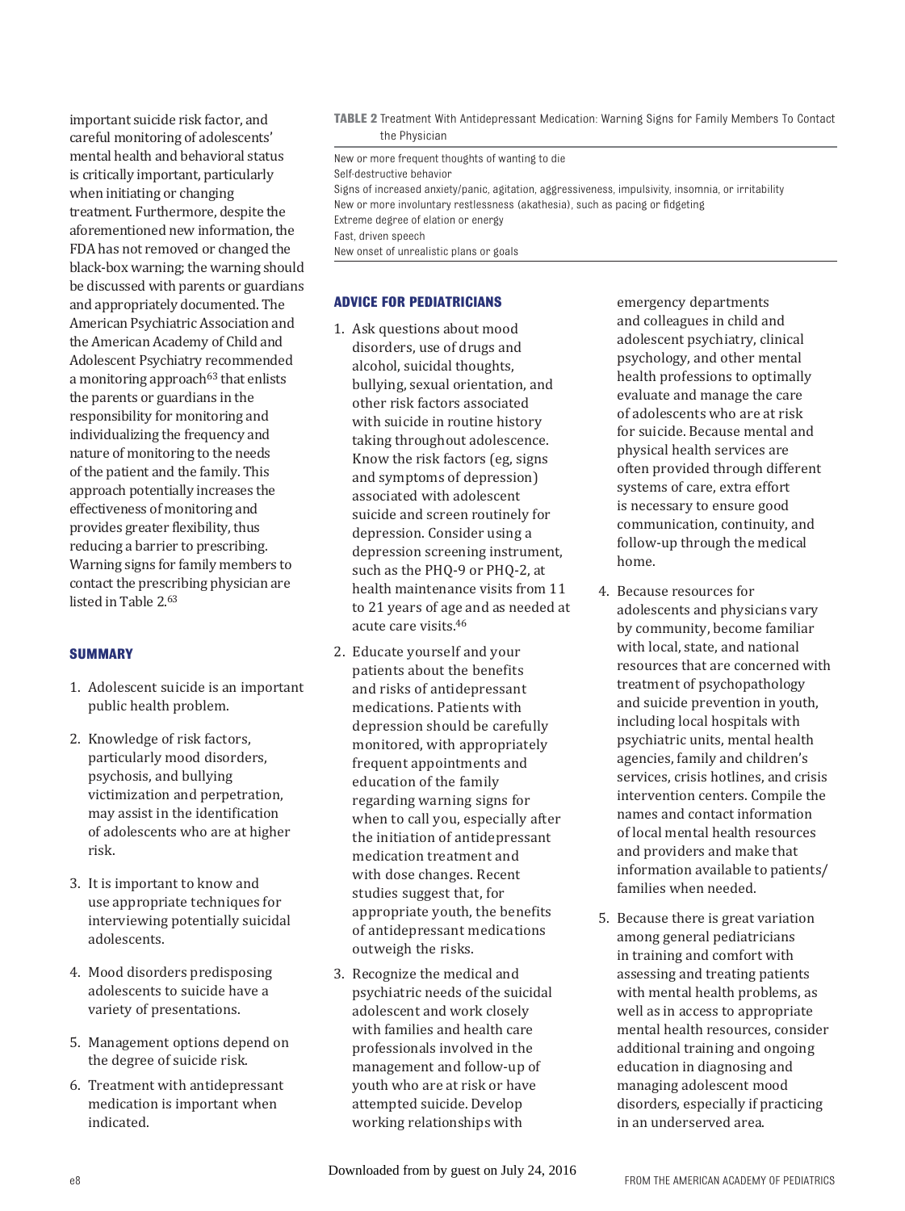important suicide risk factor, and careful monitoring of adolescents' mental health and behavioral status is critically important, particularly when initiating or changing treatment. Furthermore, despite the aforementioned new information, the FDA has not removed or changed the black-box warning; the warning should be discussed with parents or guardians and appropriately documented. The American Psychiatric Association and the American Academy of Child and Adolescent Psychiatry recommended a monitoring approach[63] that enlists the parents or guardians in the responsibility for monitoring and individualizing the frequency and nature of monitoring to the needs of the patient and the family. This approach potentially increases the effectiveness of monitoring and provides greater flexibility, thus reducing a barrier to prescribing. Warning signs for family members to contact the prescribing physician are listed in Table 2.[63]

**TABLE 2** Treatment With Antidepressant Medication: Warning Signs for Family Members To Contact the Physician

| |
|---|
| New or more frequent thoughts of wanting to die |
| Self-destructive behavior |
| Signs of increased anxiety/panic, agitation, aggressiveness, impulsivity, insomnia, or irritability |
| New or more involuntary restlessness (akathesia), such as pacing or fidgeting |
| Extreme degree of elation or energy |
| Fast, driven speech |
| New onset of unrealistic plans or goals |

## SUMMARY

1. Adolescent suicide is an important public health problem.
2. Knowledge of risk factors, particularly mood disorders, psychosis, and bullying victimization and perpetration, may assist in the identification of adolescents who are at higher risk.
3. It is important to know and use appropriate techniques for interviewing potentially suicidal adolescents.
4. Mood disorders predisposing adolescents to suicide have a variety of presentations.
5. Management options depend on the degree of suicide risk.
6. Treatment with antidepressant medication is important when indicated.

## ADVICE FOR PEDIATRICIANS

1. Ask questions about mood disorders, use of drugs and alcohol, suicidal thoughts, bullying, sexual orientation, and other risk factors associated with suicide in routine history taking throughout adolescence. Know the risk factors (eg, signs and symptoms of depression) associated with adolescent suicide and screen routinely for depression. Consider using a depression screening instrument, such as the PHQ-9 or PHQ-2, at health maintenance visits from 11 to 21 years of age and as needed at acute care visits.[46]
2. Educate yourself and your patients about the benefits and risks of antidepressant medications. Patients with depression should be carefully monitored, with appropriately frequent appointments and education of the family regarding warning signs for when to call you, especially after the initiation of antidepressant medication treatment and with dose changes. Recent studies suggest that, for appropriate youth, the benefits of antidepressant medications outweigh the risks.
3. Recognize the medical and psychiatric needs of the suicidal adolescent and work closely with families and health care professionals involved in the management and follow-up of youth who are at risk or have attempted suicide. Develop working relationships with emergency departments and colleagues in child and adolescent psychiatry, clinical psychology, and other mental health professions to optimally evaluate and manage the care of adolescents who are at risk for suicide. Because mental and physical health services are often provided through different systems of care, extra effort is necessary to ensure good communication, continuity, and follow-up through the medical home.
4. Because resources for adolescents and physicians vary by community, become familiar with local, state, and national resources that are concerned with treatment of psychopathology and suicide prevention in youth, including local hospitals with psychiatric units, mental health agencies, family and children's services, crisis hotlines, and crisis intervention centers. Compile the names and contact information of local mental health resources and providers and make that information available to patients/families when needed.
5. Because there is great variation among general pediatricians in training and comfort with assessing and treating patients with mental health problems, as well as in access to appropriate mental health resources, consider additional training and ongoing education in diagnosing and managing adolescent mood disorders, especially if practicing in an underserved area.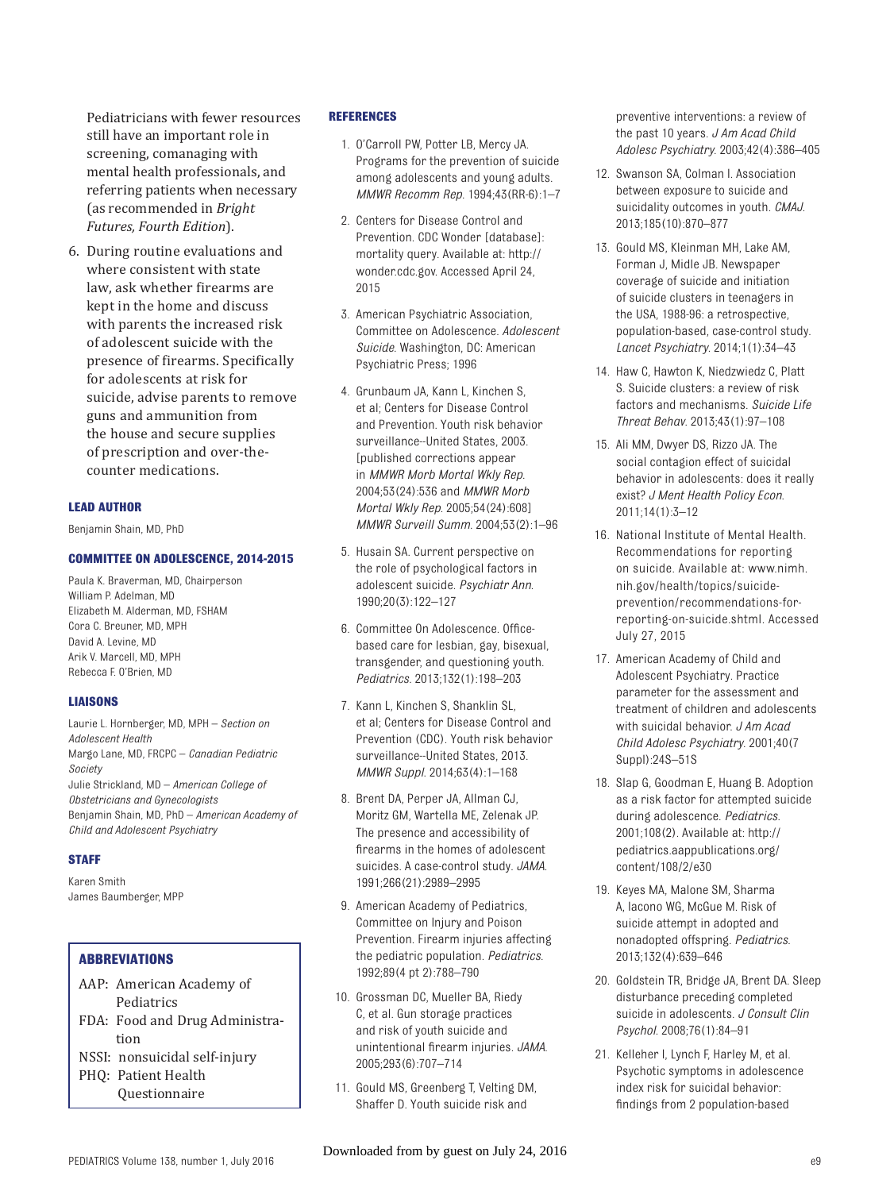Pediatricians with fewer resources still have an important role in screening, comanaging with mental health professionals, and referring patients when necessary (as recommended in *Bright Futures, Fourth Edition*).

6. During routine evaluations and where consistent with state law, ask whether firearms are kept in the home and discuss with parents the increased risk of adolescent suicide with the presence of firearms. Specifically for adolescents at risk for suicide, advise parents to remove guns and ammunition from the house and secure supplies of prescription and over-the-counter medications.

### LEAD AUTHOR

Benjamin Shain, MD, PhD

### COMMITTEE ON ADOLESCENCE, 2014-2015

Paula K. Braverman, MD, Chairperson
William P. Adelman, MD
Elizabeth M. Alderman, MD, FSHAM
Cora C. Breuner, MD, MPH
David A. Levine, MD
Arik V. Marcell, MD, MPH
Rebecca F. O'Brien, MD

### LIAISONS

Laurie L. Hornberger, MD, MPH – *Section on Adolescent Health*
Margo Lane, MD, FRCPC – *Canadian Pediatric Society*
Julie Strickland, MD – *American College of Obstetricians and Gynecologists*
Benjamin Shain, MD, PhD – *American Academy of Child and Adolescent Psychiatry*

### STAFF

Karen Smith
James Baumberger, MPP

### ABBREVIATIONS

AAP: American Academy of Pediatrics
FDA: Food and Drug Administration
NSSI: nonsuicidal self-injury
PHQ: Patient Health Questionnaire

### REFERENCES

1. O'Carroll PW, Potter LB, Mercy JA. Programs for the prevention of suicide among adolescents and young adults. *MMWR Recomm Rep*. 1994;43(RR-6):1–7
2. Centers for Disease Control and Prevention. CDC Wonder [database]: mortality query. Available at: http://wonder.cdc.gov. Accessed April 24, 2015
3. American Psychiatric Association, Committee on Adolescence. *Adolescent Suicide*. Washington, DC: American Psychiatric Press; 1996
4. Grunbaum JA, Kann L, Kinchen S, et al; Centers for Disease Control and Prevention. Youth risk behavior surveillance--United States, 2003. [published corrections appear in *MMWR Morb Mortal Wkly Rep*. 2004;53(24):536 and *MMWR Morb Mortal Wkly Rep*. 2005;54(24):608] *MMWR Surveill Summ*. 2004;53(2):1–96
5. Husain SA. Current perspective on the role of psychological factors in adolescent suicide. *Psychiatr Ann*. 1990;20(3):122–127
6. Committee On Adolescence. Office-based care for lesbian, gay, bisexual, transgender, and questioning youth. *Pediatrics*. 2013;132(1):198–203
7. Kann L, Kinchen S, Shanklin SL, et al; Centers for Disease Control and Prevention (CDC). Youth risk behavior surveillance--United States, 2013. *MMWR Suppl*. 2014;63(4):1–168
8. Brent DA, Perper JA, Allman CJ, Moritz GM, Wartella ME, Zelenak JP. The presence and accessibility of firearms in the homes of adolescent suicides. A case-control study. *JAMA*. 1991;266(21):2989–2995
9. American Academy of Pediatrics, Committee on Injury and Poison Prevention. Firearm injuries affecting the pediatric population. *Pediatrics*. 1992;89(4 pt 2):788–790
10. Grossman DC, Mueller BA, Riedy C, et al. Gun storage practices and risk of youth suicide and unintentional firearm injuries. *JAMA*. 2005;293(6):707–714
11. Gould MS, Greenberg T, Velting DM, Shaffer D. Youth suicide risk and preventive interventions: a review of the past 10 years. *J Am Acad Child Adolesc Psychiatry*. 2003;42(4):386–405
12. Swanson SA, Colman I. Association between exposure to suicide and suicidality outcomes in youth. *CMAJ*. 2013;185(10):870–877
13. Gould MS, Kleinman MH, Lake AM, Forman J, Midle JB. Newspaper coverage of suicide and initiation of suicide clusters in teenagers in the USA, 1988-96: a retrospective, population-based, case-control study. *Lancet Psychiatry*. 2014;1(1):34–43
14. Haw C, Hawton K, Niedzwiedz C, Platt S. Suicide clusters: a review of risk factors and mechanisms. *Suicide Life Threat Behav*. 2013;43(1):97–108
15. Ali MM, Dwyer DS, Rizzo JA. The social contagion effect of suicidal behavior in adolescents: does it really exist? *J Ment Health Policy Econ*. 2011;14(1):3–12
16. National Institute of Mental Health. Recommendations for reporting on suicide. Available at: www.nimh.nih.gov/health/topics/suicide-prevention/recommendations-for-reporting-on-suicide.shtml. Accessed July 27, 2015
17. American Academy of Child and Adolescent Psychiatry. Practice parameter for the assessment and treatment of children and adolescents with suicidal behavior. *J Am Acad Child Adolesc Psychiatry*. 2001;40(7 Suppl):24S–51S
18. Slap G, Goodman E, Huang B. Adoption as a risk factor for attempted suicide during adolescence. *Pediatrics*. 2001;108(2). Available at: http://pediatrics.aappublications.org/content/108/2/e30
19. Keyes MA, Malone SM, Sharma A, Iacono WG, McGue M. Risk of suicide attempt in adopted and nonadopted offspring. *Pediatrics*. 2013;132(4):639–646
20. Goldstein TR, Bridge JA, Brent DA. Sleep disturbance preceding completed suicide in adolescents. *J Consult Clin Psychol*. 2008;76(1):84–91
21. Kelleher I, Lynch F, Harley M, et al. Psychotic symptoms in adolescence index risk for suicidal behavior: findings from 2 population-based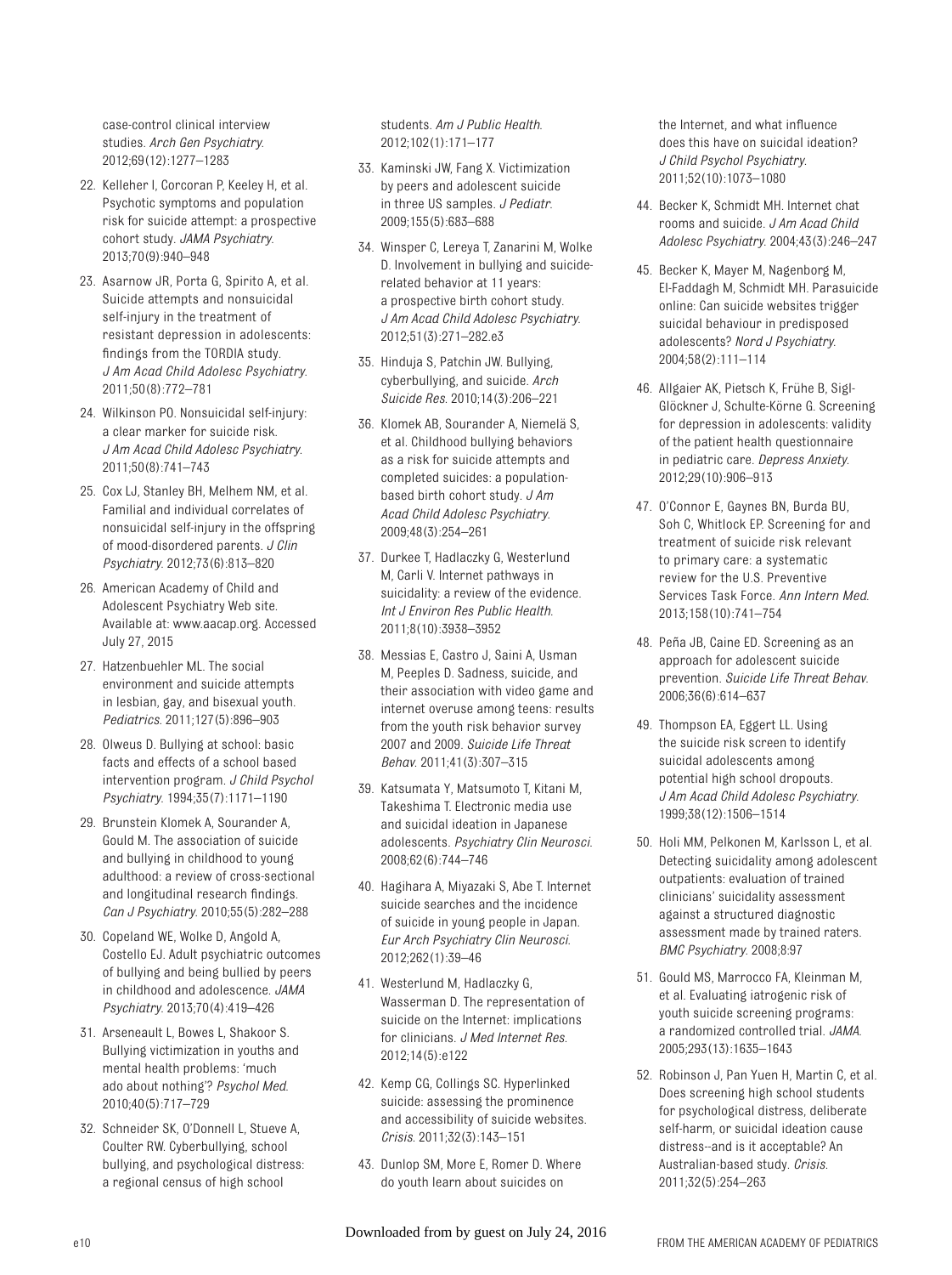case-control clinical interview studies. *Arch Gen Psychiatry*. 2012;69(12):1277–1283

22. Kelleher I, Corcoran P, Keeley H, et al. Psychotic symptoms and population risk for suicide attempt: a prospective cohort study. *JAMA Psychiatry*. 2013;70(9):940–948
23. Asarnow JR, Porta G, Spirito A, et al. Suicide attempts and nonsuicidal self-injury in the treatment of resistant depression in adolescents: findings from the TORDIA study. *J Am Acad Child Adolesc Psychiatry*. 2011;50(8):772–781
24. Wilkinson PO. Nonsuicidal self-injury: a clear marker for suicide risk. *J Am Acad Child Adolesc Psychiatry*. 2011;50(8):741–743
25. Cox LJ, Stanley BH, Melhem NM, et al. Familial and individual correlates of nonsuicidal self-injury in the offspring of mood-disordered parents. *J Clin Psychiatry*. 2012;73(6):813–820
26. American Academy of Child and Adolescent Psychiatry Web site. Available at: www.aacap.org. Accessed July 27, 2015
27. Hatzenbuehler ML. The social environment and suicide attempts in lesbian, gay, and bisexual youth. *Pediatrics*. 2011;127(5):896–903
28. Olweus D. Bullying at school: basic facts and effects of a school based intervention program. *J Child Psychol Psychiatry*. 1994;35(7):1171–1190
29. Brunstein Klomek A, Sourander A, Gould M. The association of suicide and bullying in childhood to young adulthood: a review of cross-sectional and longitudinal research findings. *Can J Psychiatry*. 2010;55(5):282–288
30. Copeland WE, Wolke D, Angold A, Costello EJ. Adult psychiatric outcomes of bullying and being bullied by peers in childhood and adolescence. *JAMA Psychiatry*. 2013;70(4):419–426
31. Arseneault L, Bowes L, Shakoor S. Bullying victimization in youths and mental health problems: 'much ado about nothing'? *Psychol Med*. 2010;40(5):717–729
32. Schneider SK, O'Donnell L, Stueve A, Coulter RW. Cyberbullying, school bullying, and psychological distress: a regional census of high school students. *Am J Public Health*. 2012;102(1):171–177
33. Kaminski JW, Fang X. Victimization by peers and adolescent suicide in three US samples. *J Pediatr*. 2009;155(5):683–688
34. Winsper C, Lereya T, Zanarini M, Wolke D. Involvement in bullying and suicide-related behavior at 11 years: a prospective birth cohort study. *J Am Acad Child Adolesc Psychiatry*. 2012;51(3):271–282.e3
35. Hinduja S, Patchin JW. Bullying, cyberbullying, and suicide. *Arch Suicide Res*. 2010;14(3):206–221
36. Klomek AB, Sourander A, Niemelä S, et al. Childhood bullying behaviors as a risk for suicide attempts and completed suicides: a population-based birth cohort study. *J Am Acad Child Adolesc Psychiatry*. 2009;48(3):254–261
37. Durkee T, Hadlaczky G, Westerlund M, Carli V. Internet pathways in suicidality: a review of the evidence. *Int J Environ Res Public Health*. 2011;8(10):3938–3952
38. Messias E, Castro J, Saini A, Usman M, Peeples D. Sadness, suicide, and their association with video game and internet overuse among teens: results from the youth risk behavior survey 2007 and 2009. *Suicide Life Threat Behav*. 2011;41(3):307–315
39. Katsumata Y, Matsumoto T, Kitani M, Takeshima T. Electronic media use and suicidal ideation in Japanese adolescents. *Psychiatry Clin Neurosci*. 2008;62(6):744–746
40. Hagihara A, Miyazaki S, Abe T. Internet suicide searches and the incidence of suicide in young people in Japan. *Eur Arch Psychiatry Clin Neurosci*. 2012;262(1):39–46
41. Westerlund M, Hadlaczky G, Wasserman D. The representation of suicide on the Internet: implications for clinicians. *J Med Internet Res*. 2012;14(5):e122
42. Kemp CG, Collings SC. Hyperlinked suicide: assessing the prominence and accessibility of suicide websites. *Crisis*. 2011;32(3):143–151
43. Dunlop SM, More E, Romer D. Where do youth learn about suicides on the Internet, and what influence does this have on suicidal ideation? *J Child Psychol Psychiatry*. 2011;52(10):1073–1080
44. Becker K, Schmidt MH. Internet chat rooms and suicide. *J Am Acad Child Adolesc Psychiatry*. 2004;43(3):246–247
45. Becker K, Mayer M, Nagenborg M, El-Faddagh M, Schmidt MH. Parasuicide online: Can suicide websites trigger suicidal behaviour in predisposed adolescents? *Nord J Psychiatry*. 2004;58(2):111–114
46. Allgaier AK, Pietsch K, Frühe B, Sigl-Glöckner J, Schulte-Körne G. Screening for depression in adolescents: validity of the patient health questionnaire in pediatric care. *Depress Anxiety*. 2012;29(10):906–913
47. O'Connor E, Gaynes BN, Burda BU, Soh C, Whitlock EP. Screening for and treatment of suicide risk relevant to primary care: a systematic review for the U.S. Preventive Services Task Force. *Ann Intern Med*. 2013;158(10):741–754
48. Peña JB, Caine ED. Screening as an approach for adolescent suicide prevention. *Suicide Life Threat Behav*. 2006;36(6):614–637
49. Thompson EA, Eggert LL. Using the suicide risk screen to identify suicidal adolescents among potential high school dropouts. *J Am Acad Child Adolesc Psychiatry*. 1999;38(12):1506–1514
50. Holi MM, Pelkonen M, Karlsson L, et al. Detecting suicidality among adolescent outpatients: evaluation of trained clinicians' suicidality assessment against a structured diagnostic assessment made by trained raters. *BMC Psychiatry*. 2008;8:97
51. Gould MS, Marrocco FA, Kleinman M, et al. Evaluating iatrogenic risk of youth suicide screening programs: a randomized controlled trial. *JAMA*. 2005;293(13):1635–1643
52. Robinson J, Pan Yuen H, Martin C, et al. Does screening high school students for psychological distress, deliberate self-harm, or suicidal ideation cause distress--and is it acceptable? An Australian-based study. *Crisis*. 2011;32(5):254–263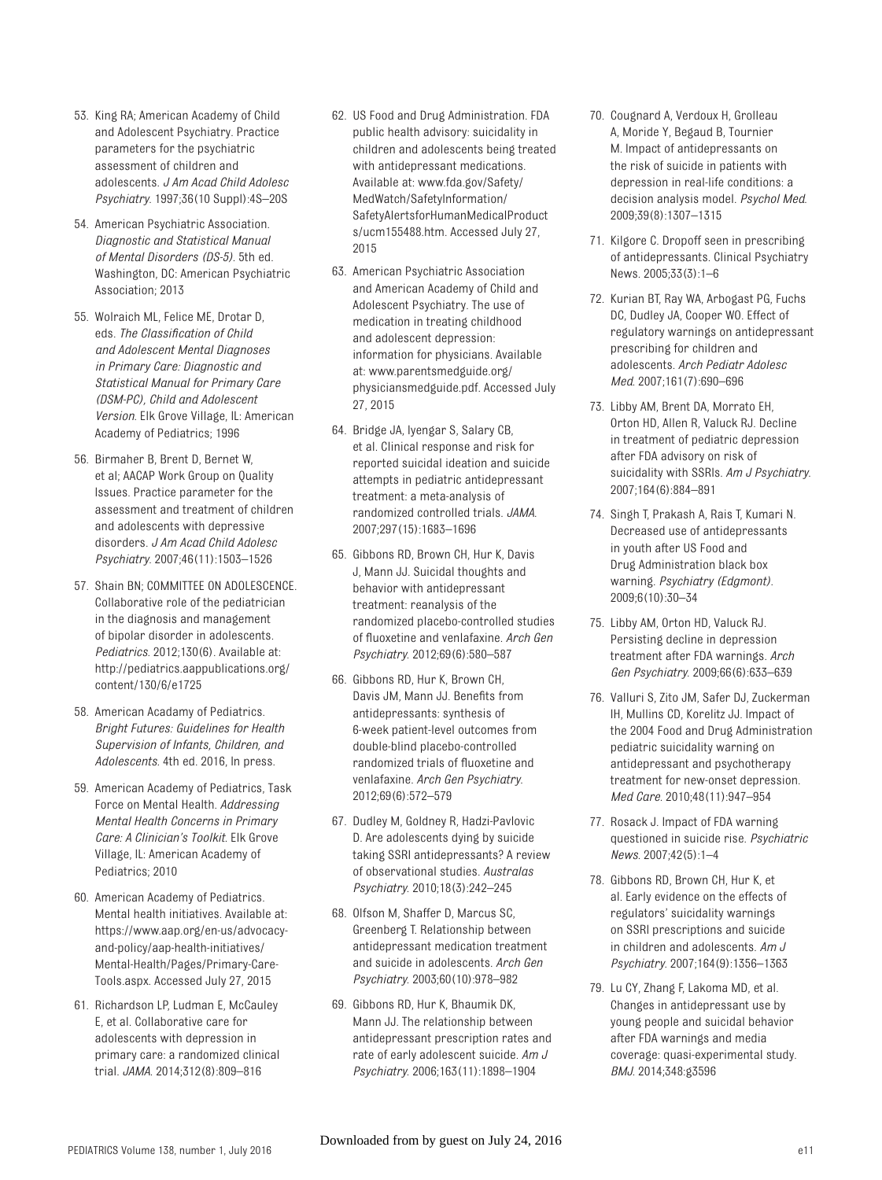53. King RA; American Academy of Child and Adolescent Psychiatry. Practice parameters for the psychiatric assessment of children and adolescents. *J Am Acad Child Adolesc Psychiatry*. 1997;36(10 Suppl):4S–20S

54. American Psychiatric Association. *Diagnostic and Statistical Manual of Mental Disorders (DS-5)*. 5th ed. Washington, DC: American Psychiatric Association; 2013

55. Wolraich ML, Felice ME, Drotar D, eds. *The Classification of Child and Adolescent Mental Diagnoses in Primary Care: Diagnostic and Statistical Manual for Primary Care (DSM-PC), Child and Adolescent Version*. Elk Grove Village, IL: American Academy of Pediatrics; 1996

56. Birmaher B, Brent D, Bernet W, et al; AACAP Work Group on Quality Issues. Practice parameter for the assessment and treatment of children and adolescents with depressive disorders. *J Am Acad Child Adolesc Psychiatry*. 2007;46(11):1503–1526

57. Shain BN; COMMITTEE ON ADOLESCENCE. Collaborative role of the pediatrician in the diagnosis and management of bipolar disorder in adolescents. *Pediatrics*. 2012;130(6). Available at: http://pediatrics.aappublications.org/content/130/6/e1725

58. American Acadamy of Pediatrics. *Bright Futures: Guidelines for Health Supervision of Infants, Children, and Adolescents*. 4th ed. 2016, In press.

59. American Academy of Pediatrics, Task Force on Mental Health. *Addressing Mental Health Concerns in Primary Care: A Clinician's Toolkit*. Elk Grove Village, IL: American Academy of Pediatrics; 2010

60. American Academy of Pediatrics. Mental health initiatives. Available at: https://www.aap.org/en-us/advocacy-and-policy/aap-health-initiatives/Mental-Health/Pages/Primary-Care-Tools.aspx. Accessed July 27, 2015

61. Richardson LP, Ludman E, McCauley E, et al. Collaborative care for adolescents with depression in primary care: a randomized clinical trial. *JAMA*. 2014;312(8):809–816

62. US Food and Drug Administration. FDA public health advisory: suicidality in children and adolescents being treated with antidepressant medications. Available at: www.fda.gov/Safety/MedWatch/SafetyInformation/SafetyAlertsforHumanMedicalProducts/ucm155488.htm. Accessed July 27, 2015

63. American Psychiatric Association and American Academy of Child and Adolescent Psychiatry. The use of medication in treating childhood and adolescent depression: information for physicians. Available at: www.parentsmedguide.org/physiciansmedguide.pdf. Accessed July 27, 2015

64. Bridge JA, Iyengar S, Salary CB, et al. Clinical response and risk for reported suicidal ideation and suicide attempts in pediatric antidepressant treatment: a meta-analysis of randomized controlled trials. *JAMA*. 2007;297(15):1683–1696

65. Gibbons RD, Brown CH, Hur K, Davis J, Mann JJ. Suicidal thoughts and behavior with antidepressant treatment: reanalysis of the randomized placebo-controlled studies of fluoxetine and venlafaxine. *Arch Gen Psychiatry*. 2012;69(6):580–587

66. Gibbons RD, Hur K, Brown CH, Davis JM, Mann JJ. Benefits from antidepressants: synthesis of 6-week patient-level outcomes from double-blind placebo-controlled randomized trials of fluoxetine and venlafaxine. *Arch Gen Psychiatry*. 2012;69(6):572–579

67. Dudley M, Goldney R, Hadzi-Pavlovic D. Are adolescents dying by suicide taking SSRI antidepressants? A review of observational studies. *Australas Psychiatry*. 2010;18(3):242–245

68. Olfson M, Shaffer D, Marcus SC, Greenberg T. Relationship between antidepressant medication treatment and suicide in adolescents. *Arch Gen Psychiatry*. 2003;60(10):978–982

69. Gibbons RD, Hur K, Bhaumik DK, Mann JJ. The relationship between antidepressant prescription rates and rate of early adolescent suicide. *Am J Psychiatry*. 2006;163(11):1898–1904

70. Cougnard A, Verdoux H, Grolleau A, Moride Y, Begaud B, Tournier M. Impact of antidepressants on the risk of suicide in patients with depression in real-life conditions: a decision analysis model. *Psychol Med*. 2009;39(8):1307–1315

71. Kilgore C. Dropoff seen in prescribing of antidepressants. Clinical Psychiatry News. 2005;33(3):1–6

72. Kurian BT, Ray WA, Arbogast PG, Fuchs DC, Dudley JA, Cooper WO. Effect of regulatory warnings on antidepressant prescribing for children and adolescents. *Arch Pediatr Adolesc Med*. 2007;161(7):690–696

73. Libby AM, Brent DA, Morrato EH, Orton HD, Allen R, Valuck RJ. Decline in treatment of pediatric depression after FDA advisory on risk of suicidality with SSRIs. *Am J Psychiatry*. 2007;164(6):884–891

74. Singh T, Prakash A, Rais T, Kumari N. Decreased use of antidepressants in youth after US Food and Drug Administration black box warning. *Psychiatry (Edgmont)*. 2009;6(10):30–34

75. Libby AM, Orton HD, Valuck RJ. Persisting decline in depression treatment after FDA warnings. *Arch Gen Psychiatry*. 2009;66(6):633–639

76. Valluri S, Zito JM, Safer DJ, Zuckerman IH, Mullins CD, Korelitz JJ. Impact of the 2004 Food and Drug Administration pediatric suicidality warning on antidepressant and psychotherapy treatment for new-onset depression. *Med Care*. 2010;48(11):947–954

77. Rosack J. Impact of FDA warning questioned in suicide rise. *Psychiatric News*. 2007;42(5):1–4

78. Gibbons RD, Brown CH, Hur K, et al. Early evidence on the effects of regulators' suicidality warnings on SSRI prescriptions and suicide in children and adolescents. *Am J Psychiatry*. 2007;164(9):1356–1363

79. Lu CY, Zhang F, Lakoma MD, et al. Changes in antidepressant use by young people and suicidal behavior after FDA warnings and media coverage: quasi-experimental study. *BMJ*. 2014;348:g3596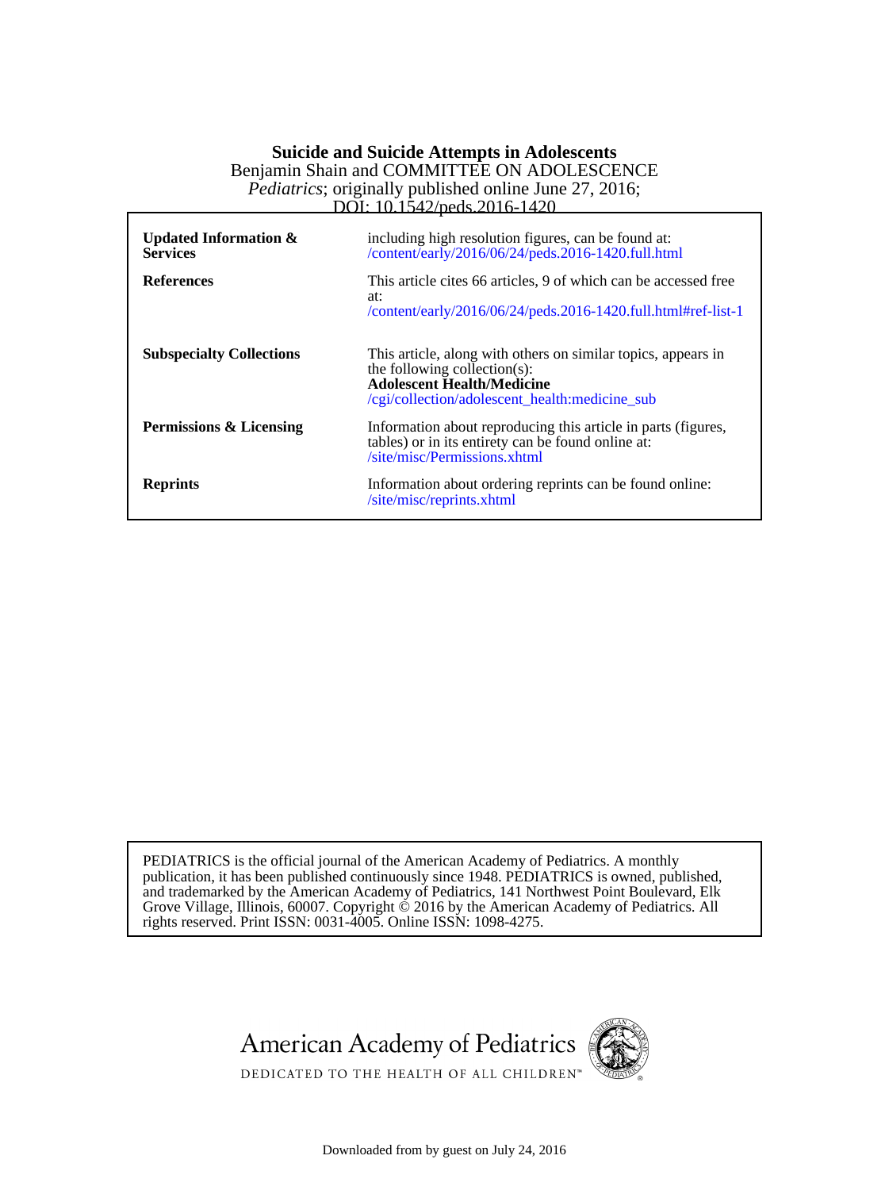**Suicide and Suicide Attempts in Adolescents**

Benjamin Shain and COMMITTEE ON ADOLESCENCE

*Pediatrics*; originally published online June 27, 2016;

DOI: 10.1542/peds.2016-1420

| | |
|---|---|
| **Updated Information & Services** | including high resolution figures, can be found at: /content/early/2016/06/24/peds.2016-1420.full.html |
| **References** | This article cites 66 articles, 9 of which can be accessed free at: /content/early/2016/06/24/peds.2016-1420.full.html#ref-list-1 |
| **Subspecialty Collections** | This article, along with others on similar topics, appears in the following collection(s): **Adolescent Health/Medicine** /cgi/collection/adolescent_health:medicine_sub |
| **Permissions & Licensing** | Information about reproducing this article in parts (figures, tables) or in its entirety can be found online at: /site/misc/Permissions.xhtml |
| **Reprints** | Information about ordering reprints can be found online: /site/misc/reprints.xhtml |

PEDIATRICS is the official journal of the American Academy of Pediatrics. A monthly publication, it has been published continuously since 1948. PEDIATRICS is owned, published, and trademarked by the American Academy of Pediatrics, 141 Northwest Point Boulevard, Elk Grove Village, Illinois, 60007. Copyright © 2016 by the American Academy of Pediatrics. All rights reserved. Print ISSN: 0031-4005. Online ISSN: 1098-4275.

American Academy of Pediatrics

DEDICATED TO THE HEALTH OF ALL CHILDREN™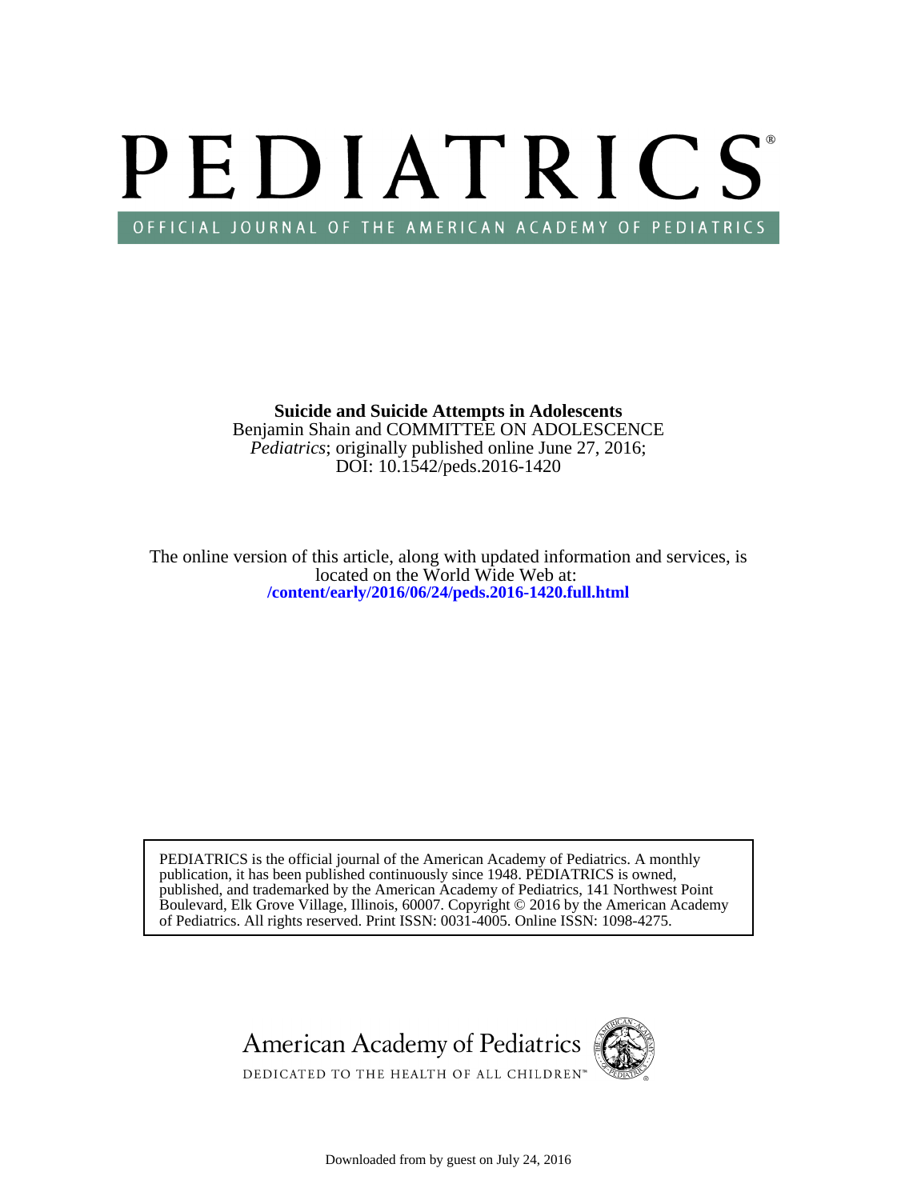# PEDIATRICS

OFFICIAL JOURNAL OF THE AMERICAN ACADEMY OF PEDIATRICS

**Suicide and Suicide Attempts in Adolescents**
Benjamin Shain and COMMITTEE ON ADOLESCENCE
*Pediatrics*; originally published online June 27, 2016;
DOI: 10.1542/peds.2016-1420

The online version of this article, along with updated information and services, is located on the World Wide Web at:
**/content/early/2016/06/24/peds.2016-1420.full.html**

PEDIATRICS is the official journal of the American Academy of Pediatrics. A monthly publication, it has been published continuously since 1948. PEDIATRICS is owned, published, and trademarked by the American Academy of Pediatrics, 141 Northwest Point Boulevard, Elk Grove Village, Illinois, 60007. Copyright © 2016 by the American Academy of Pediatrics. All rights reserved. Print ISSN: 0031-4005. Online ISSN: 1098-4275.

American Academy of Pediatrics
DEDICATED TO THE HEALTH OF ALL CHILDREN™

Downloaded from by guest on July 24, 2016